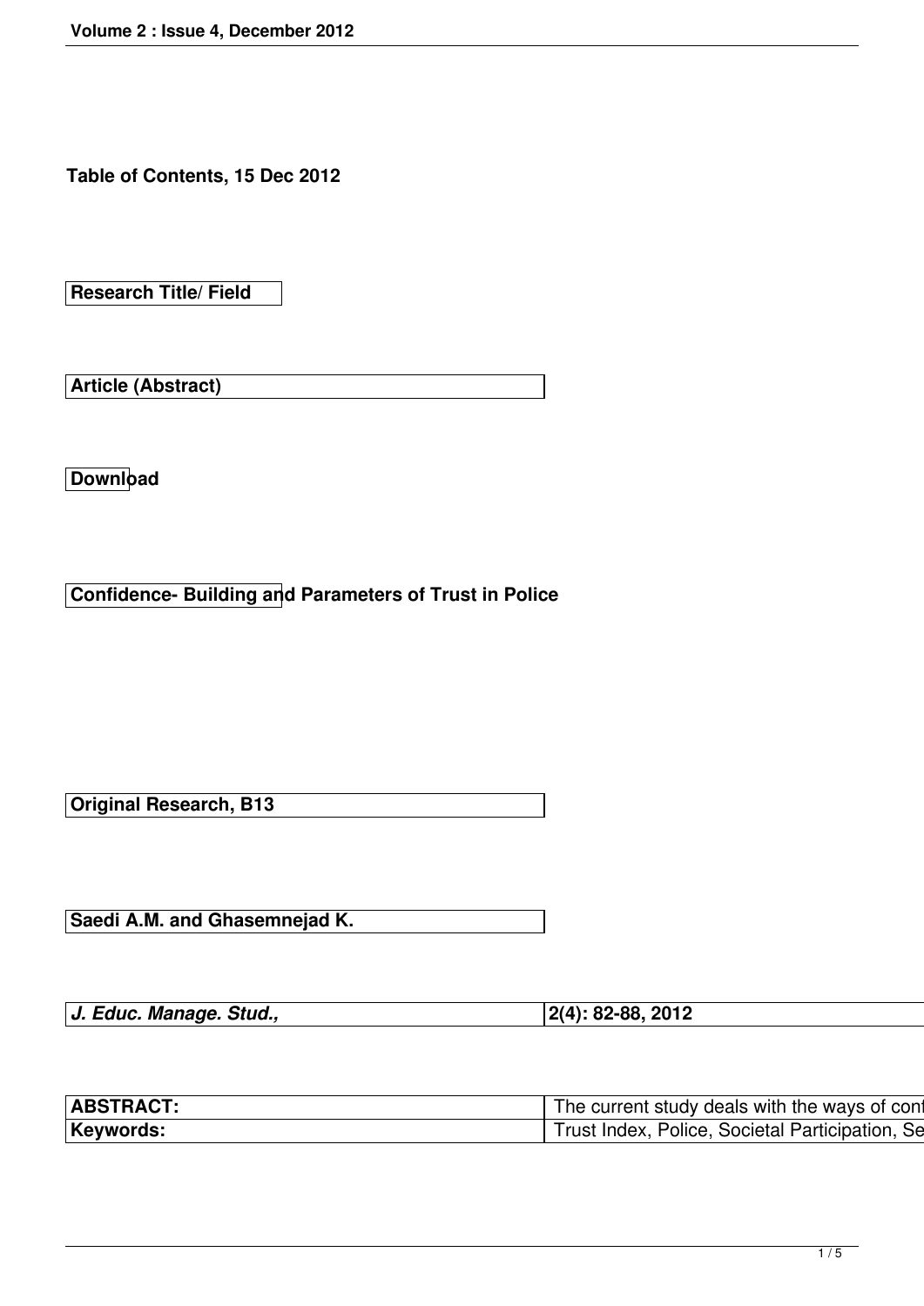**Table of Contents, 15 Dec 2012**

| Research Title/ Field |
|---|

| Article (Abstract) |
|---|

**Download**

**Confidence- Building and Parameters of Trust in Police**

| Original Research, B13 |
|---|

| Saedi A.M. and Ghasemnejad K. |
|---|

| *J. Educ. Manage. Stud.,* | 2(4): 82-88, 2012 |
|---|---|

| **ABSTRACT:** | The current study deals with the ways of con |
|---|---|
| **Keywords:** | Trust Index, Police, Societal Participation, Se |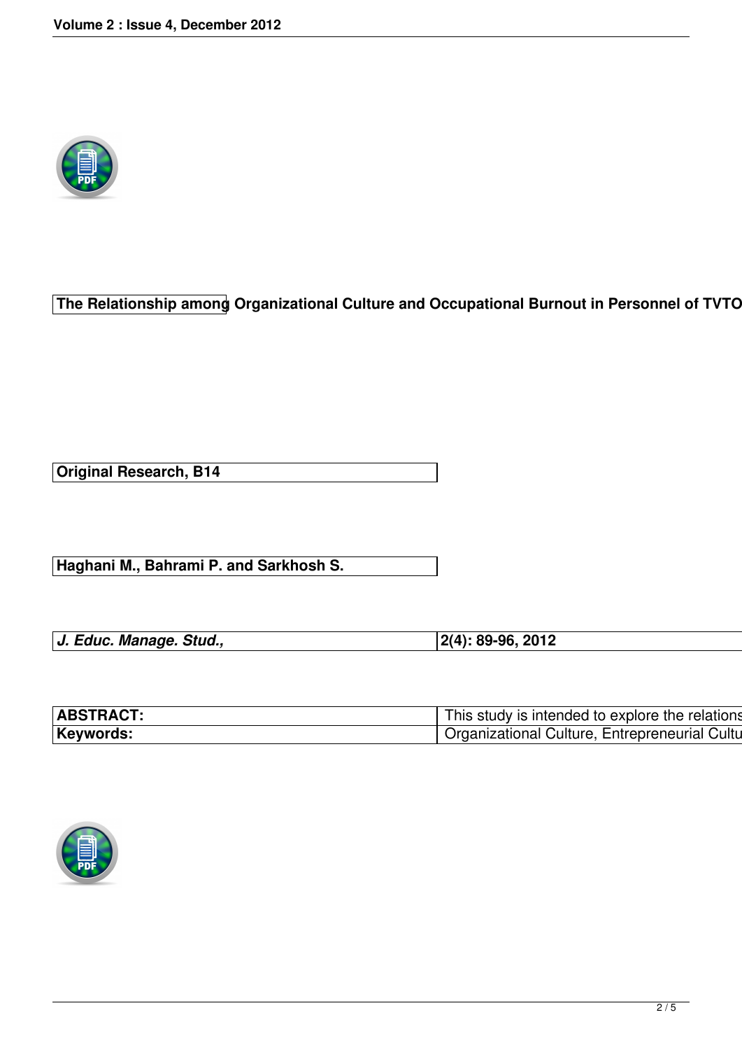The Relationship among Organizational Culture and Occupational Burnout in Personnel of TVTO

| Original Research, B14 | |
| --- | --- |
| Haghani M., Bahrami P. and Sarkhosh S. | |
| *J. Educ. Manage. Stud.,* | 2(4): 89-96, 2012 |
| ABSTRACT: | This study is intended to explore the relations |
| Keywords: | Organizational Culture, Entrepreneurial Cultu |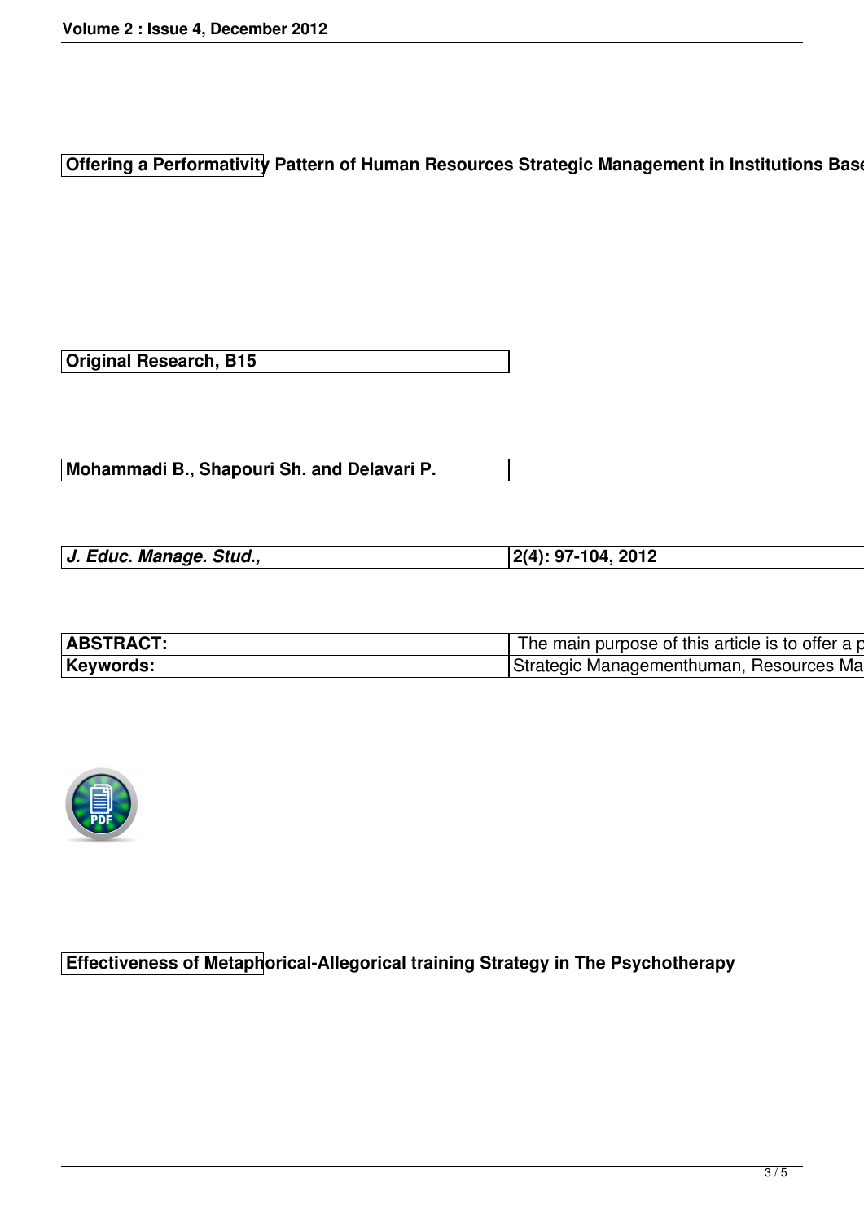**Offering a Performativity Pattern of Human Resources Strategic Management in Institutions Base**

**Original Research, B15**

**Mohammadi B., Shapouri Sh. and Delavari P.**

| *J. Educ. Manage. Stud.,* | 2(4): 97-104, 2012 |
|---|---|

| **ABSTRACT:** | The main purpose of this article is to offer a p |
|---|---|
| **Keywords:** | Strategic Managementhuman, Resources Ma |

**Effectiveness of Metaphorical-Allegorical training Strategy in The Psychotherapy**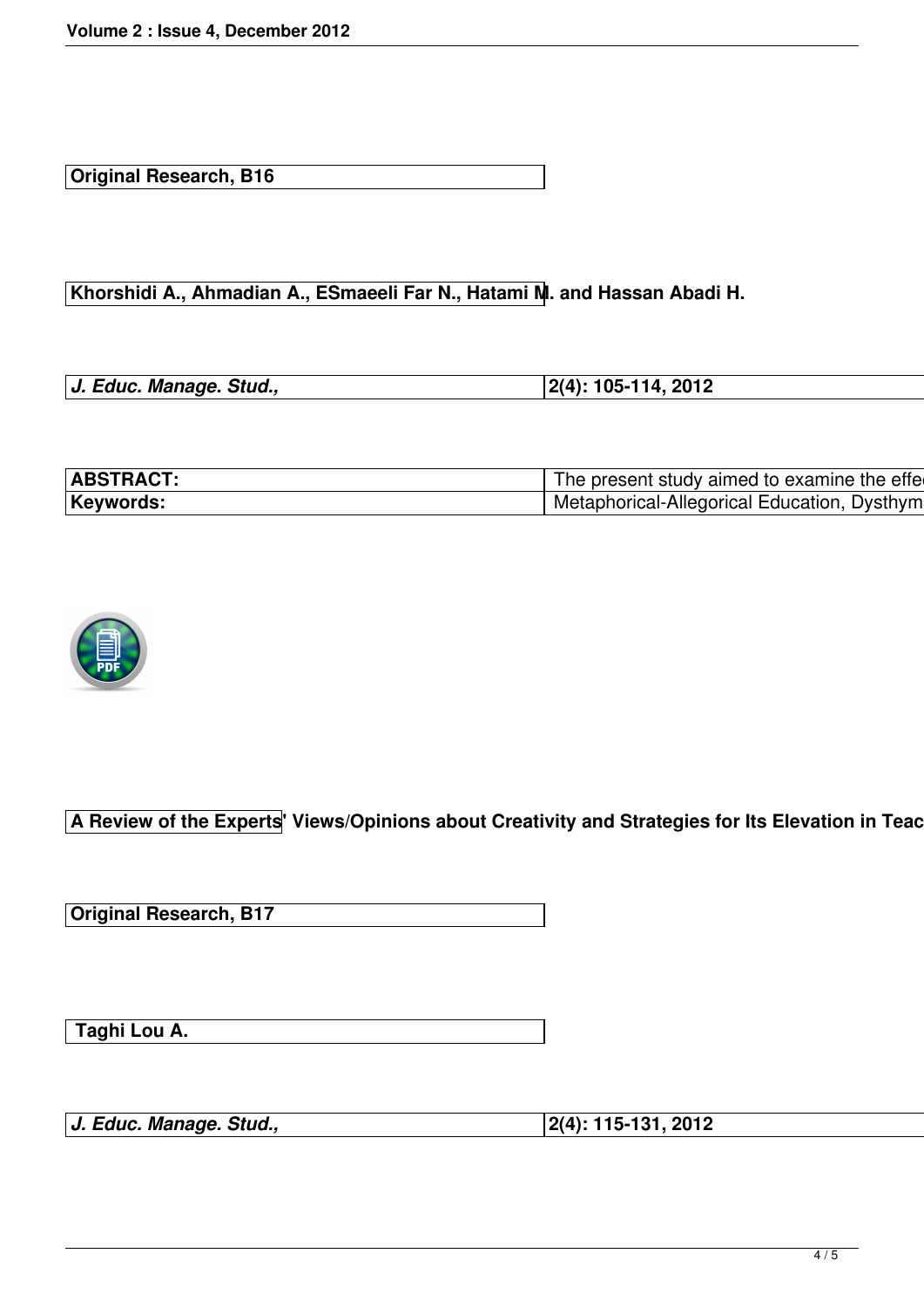Original Research, B16

Khorshidi A., Ahmadian A., ESmaeeli Far N., Hatami M. and Hassan Abadi H.

| *J. Educ. Manage. Stud.,* | 2(4): 105-114, 2012 |
|---|---|

| ABSTRACT: | The present study aimed to examine the effe |
|---|---|
| Keywords: | Metaphorical-Allegorical Education, Dysthym |

**A Review of the Experts' Views/Opinions about Creativity and Strategies for Its Elevation in Teac**

Original Research, B17

Taghi Lou A.

| *J. Educ. Manage. Stud.,* | 2(4): 115-131, 2012 |
|---|---|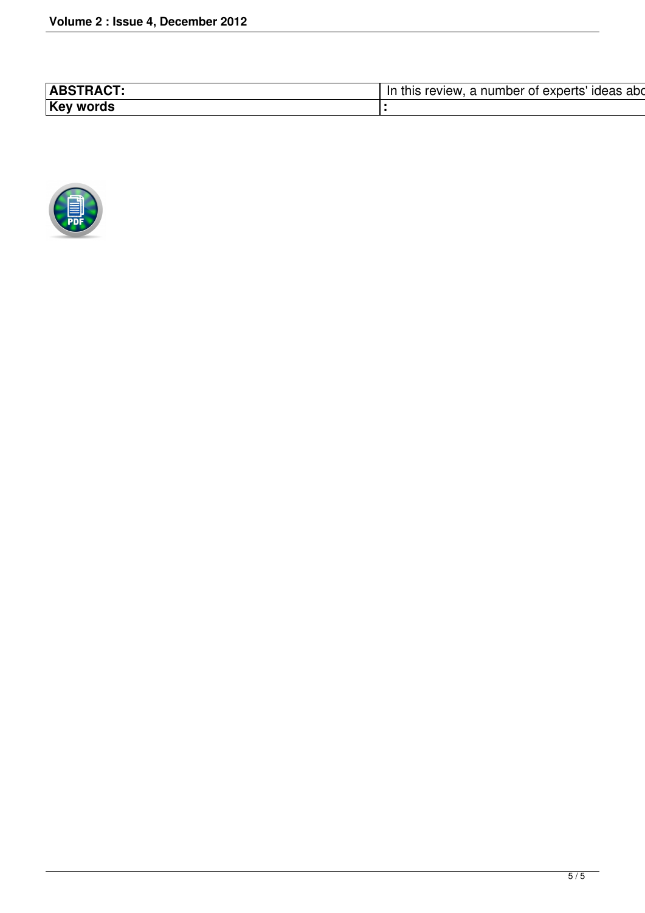| | |
|---|---|
| **ABSTRACT:** | In this review, a number of experts' ideas abo |
| **Key words** | **:** |